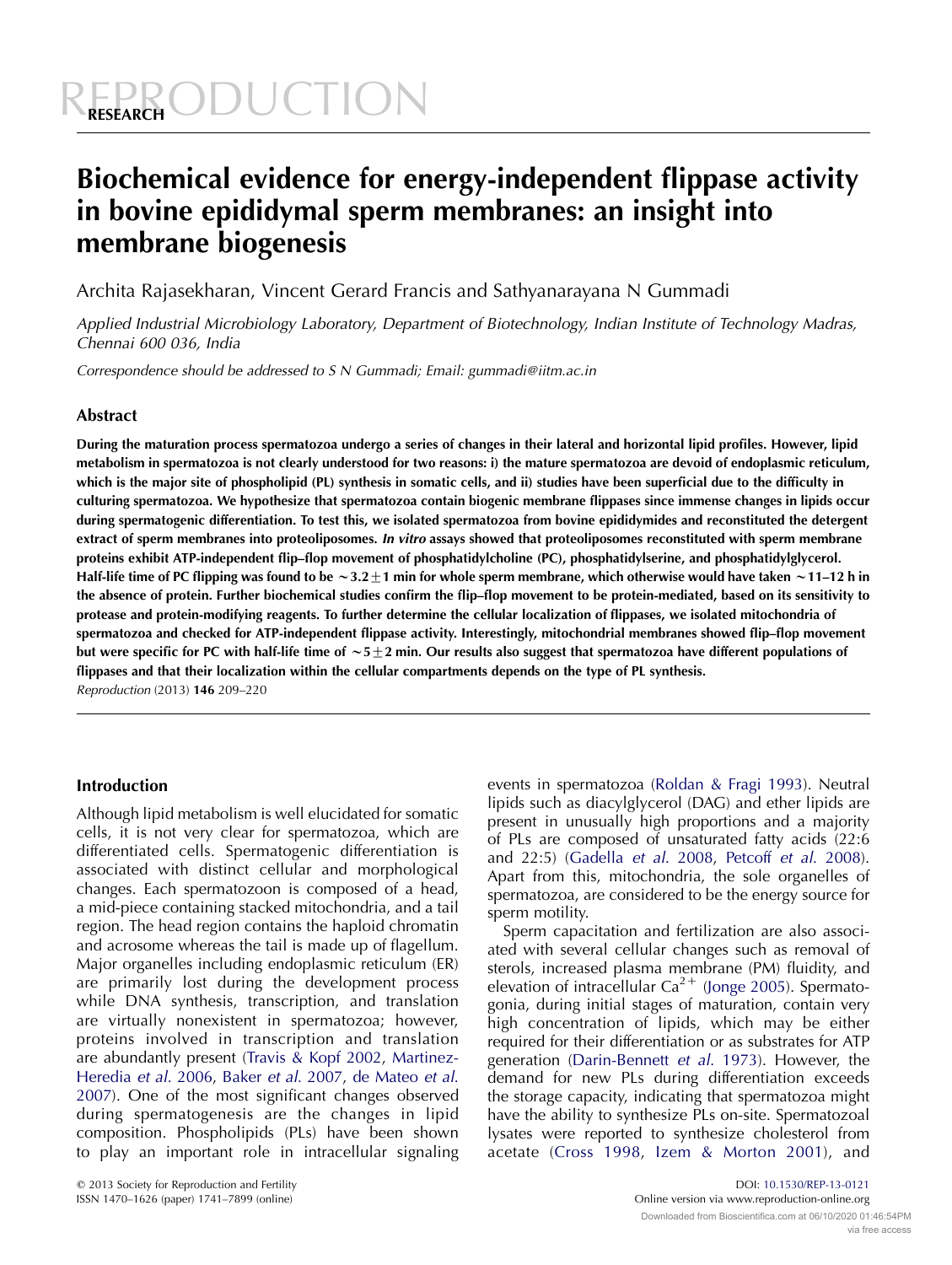# Biochemical evidence for energy-independent flippase activity in bovine epididymal sperm membranes: an insight into membrane biogenesis

Archita Rajasekharan, Vincent Gerard Francis and Sathyanarayana N Gummadi

*Applied Industrial Microbiology Laboratory, Department of Biotechnology, Indian Institute of Technology Madras, Chennai 600 036, India*

*Correspondence should be addressed to S N Gummadi; Email: gummadi@iitm.ac.in*

## Abstract

**During the maturation process spermatozoa undergo a series of changes in their lateral and horizontal lipid profiles. However, lipid metabolism in spermatozoa is not clearly understood for two reasons: i) the mature spermatozoa are devoid of endoplasmic reticulum, which is the major site of phospholipid (PL) synthesis in somatic cells, and ii) studies have been superficial due to the difficulty in culturing spermatozoa. We hypothesize that spermatozoa contain biogenic membrane flippases since immense changes in lipids occur during spermatogenic differentiation. To test this, we isolated spermatozoa from bovine epididymides and reconstituted the detergent extract of sperm membranes into proteoliposomes. *In vitro* assays showed that proteoliposomes reconstituted with sperm membrane proteins exhibit ATP-independent flip–flop movement of phosphatidylcholine (PC), phosphatidylserine, and phosphatidylglycerol. Half-life time of PC flipping was found to be $\sim 3.2 \pm 1$ min for whole sperm membrane, which otherwise would have taken $\sim$11–12 h in the absence of protein. Further biochemical studies confirm the flip–flop movement to be protein-mediated, based on its sensitivity to protease and protein-modifying reagents. To further determine the cellular localization of flippases, we isolated mitochondria of spermatozoa and checked for ATP-independent flippase activity. Interestingly, mitochondrial membranes showed flip–flop movement but were specific for PC with half-life time of $\sim 5 \pm 2$ min. Our results also suggest that spermatozoa have different populations of flippases and that their localization within the cellular compartments depends on the type of PL synthesis.**

*Reproduction* (2013) **146** 209–220

## Introduction

Although lipid metabolism is well elucidated for somatic cells, it is not very clear for spermatozoa, which are differentiated cells. Spermatogenic differentiation is associated with distinct cellular and morphological changes. Each spermatozoon is composed of a head, a mid-piece containing stacked mitochondria, and a tail region. The head region contains the haploid chromatin and acrosome whereas the tail is made up of flagellum. Major organelles including endoplasmic reticulum (ER) are primarily lost during the development process while DNA synthesis, transcription, and translation are virtually nonexistent in spermatozoa; however, proteins involved in transcription and translation are abundantly present (Travis & Kopf 2002, Martinez-Heredia *et al*. 2006, Baker *et al*. 2007, de Mateo *et al*. 2007). One of the most significant changes observed during spermatogenesis are the changes in lipid composition. Phospholipids (PLs) have been shown to play an important role in intracellular signaling events in spermatozoa (Roldan & Fragi 1993). Neutral lipids such as diacylglycerol (DAG) and ether lipids are present in unusually high proportions and a majority of PLs are composed of unsaturated fatty acids (22:6 and 22:5) (Gadella *et al*. 2008, Petcoff *et al*. 2008). Apart from this, mitochondria, the sole organelles of spermatozoa, are considered to be the energy source for sperm motility.

Sperm capacitation and fertilization are also associated with several cellular changes such as removal of sterols, increased plasma membrane (PM) fluidity, and elevation of intracellular $Ca^{2+}$ (Jonge 2005). Spermatogonia, during initial stages of maturation, contain very high concentration of lipids, which may be either required for their differentiation or as substrates for ATP generation (Darin-Bennett *et al*. 1973). However, the demand for new PLs during differentiation exceeds the storage capacity, indicating that spermatozoa might have the ability to synthesize PLs on-site. Spermatozoal lysates were reported to synthesize cholesterol from acetate (Cross 1998, Izem & Morton 2001), and

© 2013 Society for Reproduction and Fertility
ISSN 1470–1626 (paper) 1741–7899 (online)

DOI: 10.1530/REP-13-0121
Online version via www.reproduction-online.org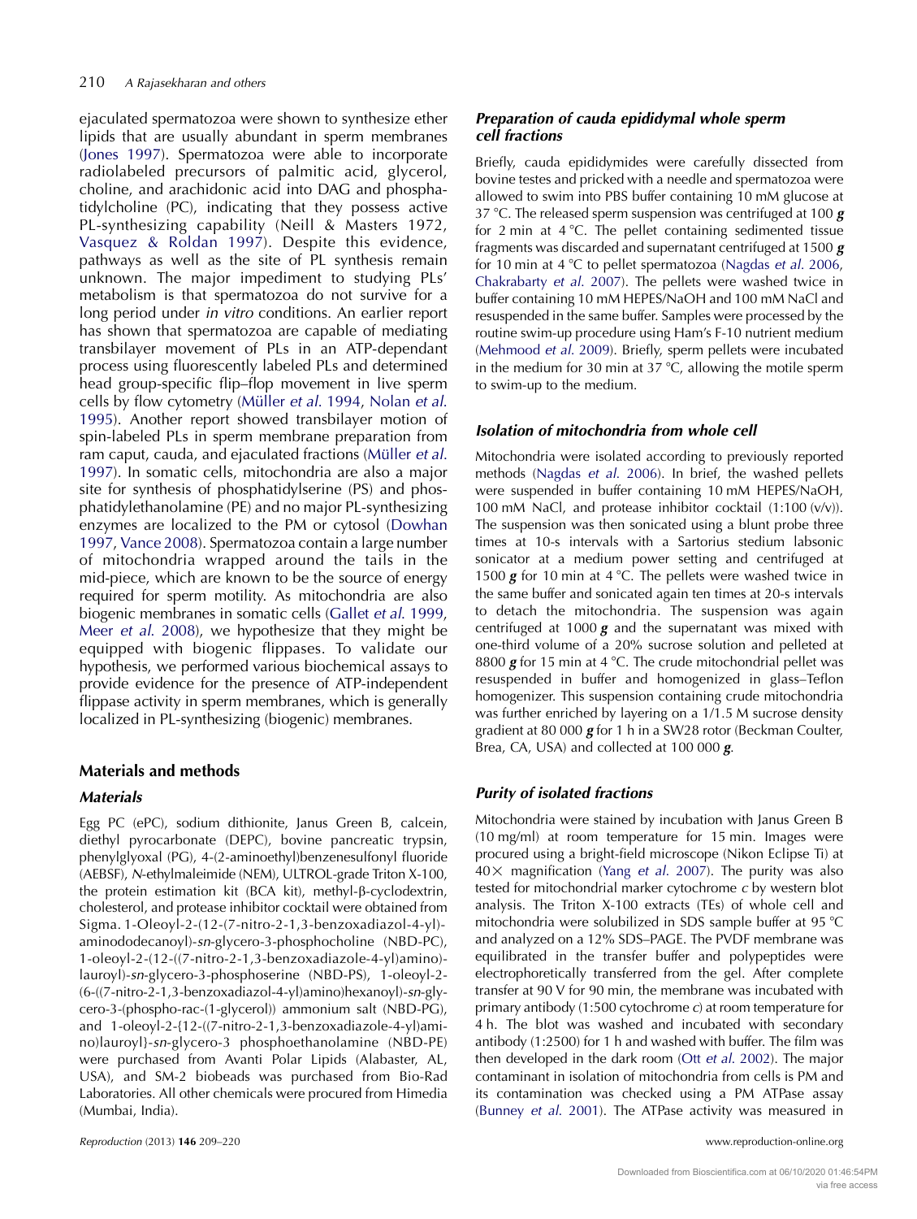ejaculated spermatozoa were shown to synthesize ether lipids that are usually abundant in sperm membranes (Jones 1997). Spermatozoa were able to incorporate radiolabeled precursors of palmitic acid, glycerol, choline, and arachidonic acid into DAG and phosphatidylcholine (PC), indicating that they possess active PL-synthesizing capability (Neill & Masters 1972, Vasquez & Roldan 1997). Despite this evidence, pathways as well as the site of PL synthesis remain unknown. The major impediment to studying PLs' metabolism is that spermatozoa do not survive for a long period under *in vitro* conditions. An earlier report has shown that spermatozoa are capable of mediating transbilayer movement of PLs in an ATP-dependant process using fluorescently labeled PLs and determined head group-specific flip–flop movement in live sperm cells by flow cytometry (Müller *et al.* 1994, Nolan *et al.* 1995). Another report showed transbilayer motion of spin-labeled PLs in sperm membrane preparation from ram caput, cauda, and ejaculated fractions (Müller *et al.* 1997). In somatic cells, mitochondria are also a major site for synthesis of phosphatidylserine (PS) and phosphatidylethanolamine (PE) and no major PL-synthesizing enzymes are localized to the PM or cytosol (Dowhan 1997, Vance 2008). Spermatozoa contain a large number of mitochondria wrapped around the tails in the mid-piece, which are known to be the source of energy required for sperm motility. As mitochondria are also biogenic membranes in somatic cells (Gallet *et al.* 1999, Meer *et al.* 2008), we hypothesize that they might be equipped with biogenic flippases. To validate our hypothesis, we performed various biochemical assays to provide evidence for the presence of ATP-independent flippase activity in sperm membranes, which is generally localized in PL-synthesizing (biogenic) membranes.

## Materials and methods

### Materials

Egg PC (ePC), sodium dithionite, Janus Green B, calcein, diethyl pyrocarbonate (DEPC), bovine pancreatic trypsin, phenylglyoxal (PG), 4-(2-aminoethyl)benzenesulfonyl fluoride (AEBSF), *N*-ethylmaleimide (NEM), ULTROL-grade Triton X-100, the protein estimation kit (BCA kit), methyl-β-cyclodextrin, cholesterol, and protease inhibitor cocktail were obtained from Sigma. 1-Oleoyl-2-(12-(7-nitro-2-1,3-benzoxadiazol-4-yl)-aminododecanoyl)-*sn*-glycero-3-phosphocholine (NBD-PC), 1-oleoyl-2-(12-((7-nitro-2-1,3-benzoxadiazole-4-yl)amino)-lauroyl)-*sn*-glycero-3-phosphoserine (NBD-PS), 1-oleoyl-2-(6-((7-nitro-2-1,3-benzoxadiazol-4-yl)amino)hexanoyl)-*sn*-glycero-3-(phospho-rac-(1-glycerol)) ammonium salt (NBD-PG), and 1-oleoyl-2-{12-((7-nitro-2-1,3-benzoxadiazole-4-yl)amino)lauroyl}-*sn*-glycero-3 phosphoethanolamine (NBD-PE) were purchased from Avanti Polar Lipids (Alabaster, AL, USA), and SM-2 biobeads was purchased from Bio-Rad Laboratories. All other chemicals were procured from Himedia (Mumbai, India).

### Preparation of cauda epididymal whole sperm cell fractions

Briefly, cauda epididymides were carefully dissected from bovine testes and pricked with a needle and spermatozoa were allowed to swim into PBS buffer containing 10 mM glucose at 37 °C. The released sperm suspension was centrifuged at 100 ***g*** for 2 min at 4 °C. The pellet containing sedimented tissue fragments was discarded and supernatant centrifuged at 1500 ***g*** for 10 min at 4 °C to pellet spermatozoa (Nagdas *et al.* 2006, Chakrabarty *et al.* 2007). The pellets were washed twice in buffer containing 10 mM HEPES/NaOH and 100 mM NaCl and resuspended in the same buffer. Samples were processed by the routine swim-up procedure using Ham's F-10 nutrient medium (Mehmood *et al.* 2009). Briefly, sperm pellets were incubated in the medium for 30 min at 37 °C, allowing the motile sperm to swim-up to the medium.

### Isolation of mitochondria from whole cell

Mitochondria were isolated according to previously reported methods (Nagdas *et al.* 2006). In brief, the washed pellets were suspended in buffer containing 10 mM HEPES/NaOH, 100 mM NaCl, and protease inhibitor cocktail (1:100 (v/v)). The suspension was then sonicated using a blunt probe three times at 10-s intervals with a Sartorius stedium labsonic sonicator at a medium power setting and centrifuged at 1500 ***g*** for 10 min at 4 °C. The pellets were washed twice in the same buffer and sonicated again ten times at 20-s intervals to detach the mitochondria. The suspension was again centrifuged at 1000 ***g*** and the supernatant was mixed with one-third volume of a 20% sucrose solution and pelleted at 8800 ***g*** for 15 min at 4 °C. The crude mitochondrial pellet was resuspended in buffer and homogenized in glass–Teflon homogenizer. This suspension containing crude mitochondria was further enriched by layering on a 1/1.5 M sucrose density gradient at 80 000 ***g*** for 1 h in a SW28 rotor (Beckman Coulter, Brea, CA, USA) and collected at 100 000 ***g***.

### Purity of isolated fractions

Mitochondria were stained by incubation with Janus Green B (10 mg/ml) at room temperature for 15 min. Images were procured using a bright-field microscope (Nikon Eclipse Ti) at 40× magnification (Yang *et al.* 2007). The purity was also tested for mitochondrial marker cytochrome *c* by western blot analysis. The Triton X-100 extracts (TEs) of whole cell and mitochondria were solubilized in SDS sample buffer at 95 °C and analyzed on a 12% SDS–PAGE. The PVDF membrane was equilibrated in the transfer buffer and polypeptides were electrophoretically transferred from the gel. After complete transfer at 90 V for 90 min, the membrane was incubated with primary antibody (1:500 cytochrome *c*) at room temperature for 4 h. The blot was washed and incubated with secondary antibody (1:2500) for 1 h and washed with buffer. The film was then developed in the dark room (Ott *et al.* 2002). The major contaminant in isolation of mitochondria from cells is PM and its contamination was checked using a PM ATPase assay (Bunney *et al.* 2001). The ATPase activity was measured in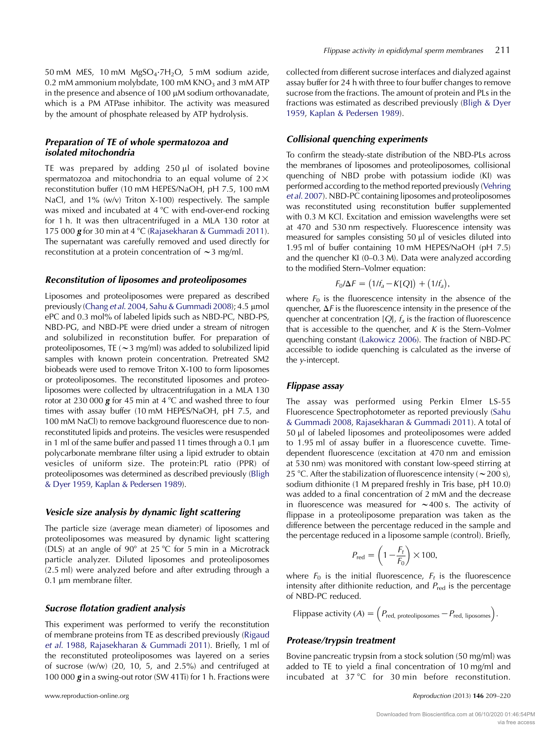50 mM MES, 10 mM $MgSO_4 \cdot 7H_2O$, 5 mM sodium azide, 0.2 mM ammonium molybdate, 100 mM $KNO_3$ and 3 mM ATP in the presence and absence of 100 μM sodium orthovanadate, which is a PM ATPase inhibitor. The activity was measured by the amount of phosphate released by ATP hydrolysis.

### Preparation of TE of whole spermatozoa and isolated mitochondria

TE was prepared by adding 250 μl of isolated bovine spermatozoa and mitochondria to an equal volume of 2× reconstitution buffer (10 mM HEPES/NaOH, pH 7.5, 100 mM NaCl, and 1% (w/v) Triton X-100) respectively. The sample was mixed and incubated at 4 °C with end-over-end rocking for 1 h. It was then ultracentrifuged in a MLA 130 rotor at 175 000 ***g*** for 30 min at 4 °C (Rajasekharan & Gummadi 2011). The supernatant was carefully removed and used directly for reconstitution at a protein concentration of ∼3 mg/ml.

### Reconstitution of liposomes and proteoliposomes

Liposomes and proteoliposomes were prepared as described previously (Chang *et al.* 2004, Sahu & Gummadi 2008); 4.5 μmol ePC and 0.3 mol% of labeled lipids such as NBD-PC, NBD-PS, NBD-PG, and NBD-PE were dried under a stream of nitrogen and solubilized in reconstitution buffer. For preparation of proteoliposomes, TE (∼3 mg/ml) was added to solubilized lipid samples with known protein concentration. Pretreated SM2 biobeads were used to remove Triton X-100 to form liposomes or proteoliposomes. The reconstituted liposomes and proteoliposomes were collected by ultracentrifugation in a MLA 130 rotor at 230 000 ***g*** for 45 min at 4 °C and washed three to four times with assay buffer (10 mM HEPES/NaOH, pH 7.5, and 100 mM NaCl) to remove background fluorescence due to non-reconstituted lipids and proteins. The vesicles were resuspended in 1 ml of the same buffer and passed 11 times through a 0.1 μm polycarbonate membrane filter using a lipid extruder to obtain vesicles of uniform size. The protein:PL ratio (PPR) of proteoliposomes was determined as described previously (Bligh & Dyer 1959, Kaplan & Pedersen 1989).

### Vesicle size analysis by dynamic light scattering

The particle size (average mean diameter) of liposomes and proteoliposomes was measured by dynamic light scattering (DLS) at an angle of 90° at 25 °C for 5 min in a Microtrack particle analyzer. Diluted liposomes and proteoliposomes (2.5 ml) were analyzed before and after extruding through a 0.1 μm membrane filter.

### Sucrose flotation gradient analysis

This experiment was performed to verify the reconstitution of membrane proteins from TE as described previously (Rigaud *et al.* 1988, Rajasekharan & Gummadi 2011). Briefly, 1 ml of the reconstituted proteoliposomes was layered on a series of sucrose (w/w) (20, 10, 5, and 2.5%) and centrifuged at 100 000 ***g*** in a swing-out rotor (SW 41Ti) for 1 h. Fractions were collected from different sucrose interfaces and dialyzed against assay buffer for 24 h with three to four buffer changes to remove sucrose from the fractions. The amount of protein and PLs in the fractions was estimated as described previously (Bligh & Dyer 1959, Kaplan & Pedersen 1989).

### Collisional quenching experiments

To confirm the steady-state distribution of the NBD-PLs across the membranes of liposomes and proteoliposomes, collisional quenching of NBD probe with potassium iodide (KI) was performed according to the method reported previously (Vehring *et al.* 2007). NBD-PC containing liposomes and proteoliposomes was reconstituted using reconstitution buffer supplemented with 0.3 M KCl. Excitation and emission wavelengths were set at 470 and 530 nm respectively. Fluorescence intensity was measured for samples consisting 50 μl of vesicles diluted into 1.95 ml of buffer containing 10 mM HEPES/NaOH (pH 7.5) and the quencher KI (0–0.3 M). Data were analyzed according to the modified Stern–Volmer equation:

$$F_0/\Delta F = (1/f_a - K[Q]) + (1/f_a),$$

where $F_0$ is the fluorescence intensity in the absence of the quencher, $\Delta F$ is the fluorescence intensity in the presence of the quencher at concentration $[Q]$, $f_a$ is the fraction of fluorescence that is accessible to the quencher, and $K$ is the Stern–Volmer quenching constant (Lakowicz 2006). The fraction of NBD-PC accessible to iodide quenching is calculated as the inverse of the *y*-intercept.

### Flippase assay

The assay was performed using Perkin Elmer LS-55 Fluorescence Spectrophotometer as reported previously (Sahu & Gummadi 2008, Rajasekharan & Gummadi 2011). A total of 50 μl of labeled liposomes and proteoliposomes were added to 1.95 ml of assay buffer in a fluorescence cuvette. Time-dependent fluorescence (excitation at 470 nm and emission at 530 nm) was monitored with constant low-speed stirring at 25 °C. After the stabilization of fluorescence intensity (∼200 s), sodium dithionite (1 M prepared freshly in Tris base, pH 10.0) was added to a final concentration of 2 mM and the decrease in fluorescence was measured for ∼400 s. The activity of flippase in a proteoliposome preparation was taken as the difference between the percentage reduced in the sample and the percentage reduced in a liposome sample (control). Briefly,

$$P_{\text{red}} = \left(1 - \frac{F_t}{F_0}\right) \times 100,$$

where $F_0$ is the initial fluorescence, $F_t$ is the fluorescence intensity after dithionite reduction, and $P_{\text{red}}$ is the percentage of NBD-PC reduced.

$$\text{Flippase activity } (A) = \left(P_{\text{red, proteoliposomes}} - P_{\text{red, liposomes}}\right).$$

### Protease/trypsin treatment

Bovine pancreatic trypsin from a stock solution (50 mg/ml) was added to TE to yield a final concentration of 10 mg/ml and incubated at 37 °C for 30 min before reconstitution.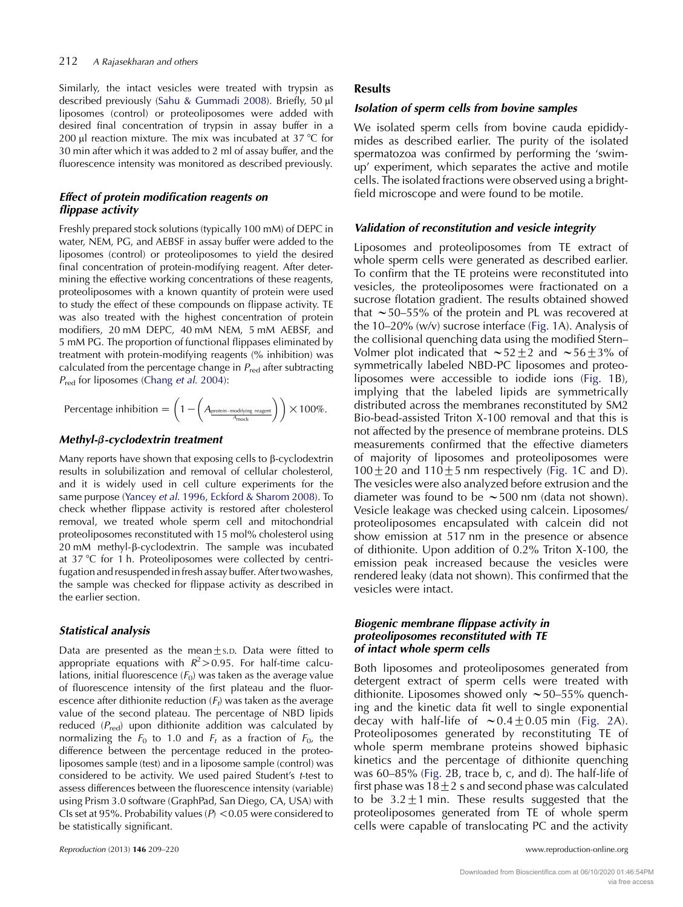Similarly, the intact vesicles were treated with trypsin as described previously (Sahu & Gummadi 2008). Briefly, 50 μl liposomes (control) or proteoliposomes were added with desired final concentration of trypsin in assay buffer in a 200 μl reaction mixture. The mix was incubated at 37 °C for 30 min after which it was added to 2 ml of assay buffer, and the fluorescence intensity was monitored as described previously.

### *Effect of protein modification reagents on flippase activity*

Freshly prepared stock solutions (typically 100 mM) of DEPC in water, NEM, PG, and AEBSF in assay buffer were added to the liposomes (control) or proteoliposomes to yield the desired final concentration of protein-modifying reagent. After determining the effective working concentrations of these reagents, proteoliposomes with a known quantity of protein were used to study the effect of these compounds on flippase activity. TE was also treated with the highest concentration of protein modifiers, 20 mM DEPC, 40 mM NEM, 5 mM AEBSF, and 5 mM PG. The proportion of functional flippases eliminated by treatment with protein-modifying reagents (% inhibition) was calculated from the percentage change in $P_{red}$ after subtracting $P_{red}$ for liposomes (Chang *et al.* 2004):

$$\text{Percentage inhibition} = \left(1 - \left(\frac{A_{\text{protein-modifying reagent}}}{A_{\text{mock}}}\right)\right) \times 100\%.$$

### *Methyl-β-cyclodextrin treatment*

Many reports have shown that exposing cells to β-cyclodextrin results in solubilization and removal of cellular cholesterol, and it is widely used in cell culture experiments for the same purpose (Yancey *et al.* 1996, Eckford & Sharom 2008). To check whether flippase activity is restored after cholesterol removal, we treated whole sperm cell and mitochondrial proteoliposomes reconstituted with 15 mol% cholesterol using 20 mM methyl-β-cyclodextrin. The sample was incubated at 37 °C for 1 h. Proteoliposomes were collected by centrifugation and resuspended in fresh assay buffer. After two washes, the sample was checked for flippase activity as described in the earlier section.

### *Statistical analysis*

Data are presented as the mean ± s.d. Data were fitted to appropriate equations with $R^2 > 0.95$. For half-time calculations, initial fluorescence ($F_0$) was taken as the average value of fluorescence intensity of the first plateau and the fluorescence after dithionite reduction ($F_t$) was taken as the average value of the second plateau. The percentage of NBD lipids reduced ($P_{red}$) upon dithionite addition was calculated by normalizing the $F_0$ to 1.0 and $F_t$ as a fraction of $F_0$, the difference between the percentage reduced in the proteoliposomes sample (test) and in a liposome sample (control) was considered to be activity. We used paired Student's *t*-test to assess differences between the fluorescence intensity (variable) using Prism 3.0 software (GraphPad, San Diego, CA, USA) with CIs set at 95%. Probability values ($P$) <0.05 were considered to be statistically significant.

## Results

### *Isolation of sperm cells from bovine samples*

We isolated sperm cells from bovine cauda epididymides as described earlier. The purity of the isolated spermatozoa was confirmed by performing the 'swim-up' experiment, which separates the active and motile cells. The isolated fractions were observed using a bright-field microscope and were found to be motile.

### *Validation of reconstitution and vesicle integrity*

Liposomes and proteoliposomes from TE extract of whole sperm cells were generated as described earlier. To confirm that the TE proteins were reconstituted into vesicles, the proteoliposomes were fractionated on a sucrose flotation gradient. The results obtained showed that ∼50–55% of the protein and PL was recovered at the 10–20% (w/v) sucrose interface (Fig. 1A). Analysis of the collisional quenching data using the modified Stern–Volmer plot indicated that ∼52 ± 2 and ∼56 ± 3% of symmetrically labeled NBD-PC liposomes and proteoliposomes were accessible to iodide ions (Fig. 1B), implying that the labeled lipids are symmetrically distributed across the membranes reconstituted by SM2 Bio-bead-assisted Triton X-100 removal and that this is not affected by the presence of membrane proteins. DLS measurements confirmed that the effective diameters of majority of liposomes and proteoliposomes were 100 ± 20 and 110 ± 5 nm respectively (Fig. 1C and D). The vesicles were also analyzed before extrusion and the diameter was found to be ∼500 nm (data not shown). Vesicle leakage was checked using calcein. Liposomes/proteoliposomes encapsulated with calcein did not show emission at 517 nm in the presence or absence of dithionite. Upon addition of 0.2% Triton X-100, the emission peak increased because the vesicles were rendered leaky (data not shown). This confirmed that the vesicles were intact.

### *Biogenic membrane flippase activity in proteoliposomes reconstituted with TE of intact whole sperm cells*

Both liposomes and proteoliposomes generated from detergent extract of sperm cells were treated with dithionite. Liposomes showed only ∼50–55% quenching and the kinetic data fit well to single exponential decay with half-life of ∼0.4 ± 0.05 min (Fig. 2A). Proteoliposomes generated by reconstituting TE of whole sperm membrane proteins showed biphasic kinetics and the percentage of dithionite quenching was 60–85% (Fig. 2B, trace b, c, and d). The half-life of first phase was 18 ± 2 s and second phase was calculated to be 3.2 ± 1 min. These results suggested that the proteoliposomes generated from TE of whole sperm cells were capable of translocating PC and the activity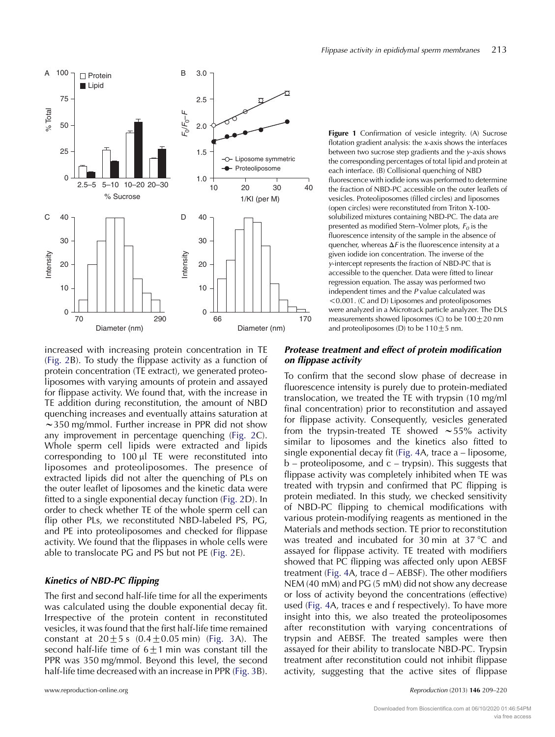**Figure 1** Confirmation of vesicle integrity. (A) Sucrose flotation gradient analysis: the x-axis shows the interfaces between two sucrose step gradients and the y-axis shows the corresponding percentages of total lipid and protein at each interface. (B) Collisional quenching of NBD fluorescence with iodide ions was performed to determine the fraction of NBD-PC accessible on the outer leaflets of vesicles. Proteoliposomes (filled circles) and liposomes (open circles) were reconstituted from Triton X-100-solubilized mixtures containing NBD-PC. The data are presented as modified Stern–Volmer plots, $F_0$ is the fluorescence intensity of the sample in the absence of quencher, whereas $\Delta F$ is the fluorescence intensity at a given iodide ion concentration. The inverse of the y-intercept represents the fraction of NBD-PC that is accessible to the quencher. Data were fitted to linear regression equation. The assay was performed two independent times and the $P$ value calculated was $<0.001$. (C and D) Liposomes and proteoliposomes were analyzed in a Microtrack particle analyzer. The DLS measurements showed liposomes (C) to be $100\pm20$ nm and proteoliposomes (D) to be $110\pm5$ nm.

increased with increasing protein concentration in TE (Fig. 2B). To study the flippase activity as a function of protein concentration (TE extract), we generated proteoliposomes with varying amounts of protein and assayed for flippase activity. We found that, with the increase in TE addition during reconstitution, the amount of NBD quenching increases and eventually attains saturation at ~350 mg/mmol. Further increase in PPR did not show any improvement in percentage quenching (Fig. 2C). Whole sperm cell lipids were extracted and lipids corresponding to 100 µl TE were reconstituted into liposomes and proteoliposomes. The presence of extracted lipids did not alter the quenching of PLs on the outer leaflet of liposomes and the kinetic data were fitted to a single exponential decay function (Fig. 2D). In order to check whether TE of the whole sperm cell can flip other PLs, we reconstituted NBD-labeled PS, PG, and PE into proteoliposomes and checked for flippase activity. We found that the flippases in whole cells were able to translocate PG and PS but not PE (Fig. 2E).

### *Kinetics of NBD-PC flipping*

The first and second half-life time for all the experiments was calculated using the double exponential decay fit. Irrespective of the protein content in reconstituted vesicles, it was found that the first half-life time remained constant at $20\pm5$ s ($0.4\pm0.05$ min) (Fig. 3A). The second half-life time of $6\pm1$ min was constant till the PPR was 350 mg/mmol. Beyond this level, the second half-life time decreased with an increase in PPR (Fig. 3B).

### *Protease treatment and effect of protein modification on flippase activity*

To confirm that the second slow phase of decrease in fluorescence intensity is purely due to protein-mediated translocation, we treated the TE with trypsin (10 mg/ml final concentration) prior to reconstitution and assayed for flippase activity. Consequently, vesicles generated from the trypsin-treated TE showed ~55% activity similar to liposomes and the kinetics also fitted to single exponential decay fit (Fig. 4A, trace a – liposome, b – proteoliposome, and c – trypsin). This suggests that flippase activity was completely inhibited when TE was treated with trypsin and confirmed that PC flipping is protein mediated. In this study, we checked sensitivity of NBD-PC flipping to chemical modifications with various protein-modifying reagents as mentioned in the Materials and methods section. TE prior to reconstitution was treated and incubated for 30 min at 37 °C and assayed for flippase activity. TE treated with modifiers showed that PC flipping was affected only upon AEBSF treatment (Fig. 4A, trace d – AEBSF). The other modifiers NEM (40 mM) and PG (5 mM) did not show any decrease or loss of activity beyond the concentrations (effective) used (Fig. 4A, traces e and f respectively). To have more insight into this, we also treated the proteoliposomes after reconstitution with varying concentrations of trypsin and AEBSF. The treated samples were then assayed for their ability to translocate NBD-PC. Trypsin treatment after reconstitution could not inhibit flippase activity, suggesting that the active sites of flippase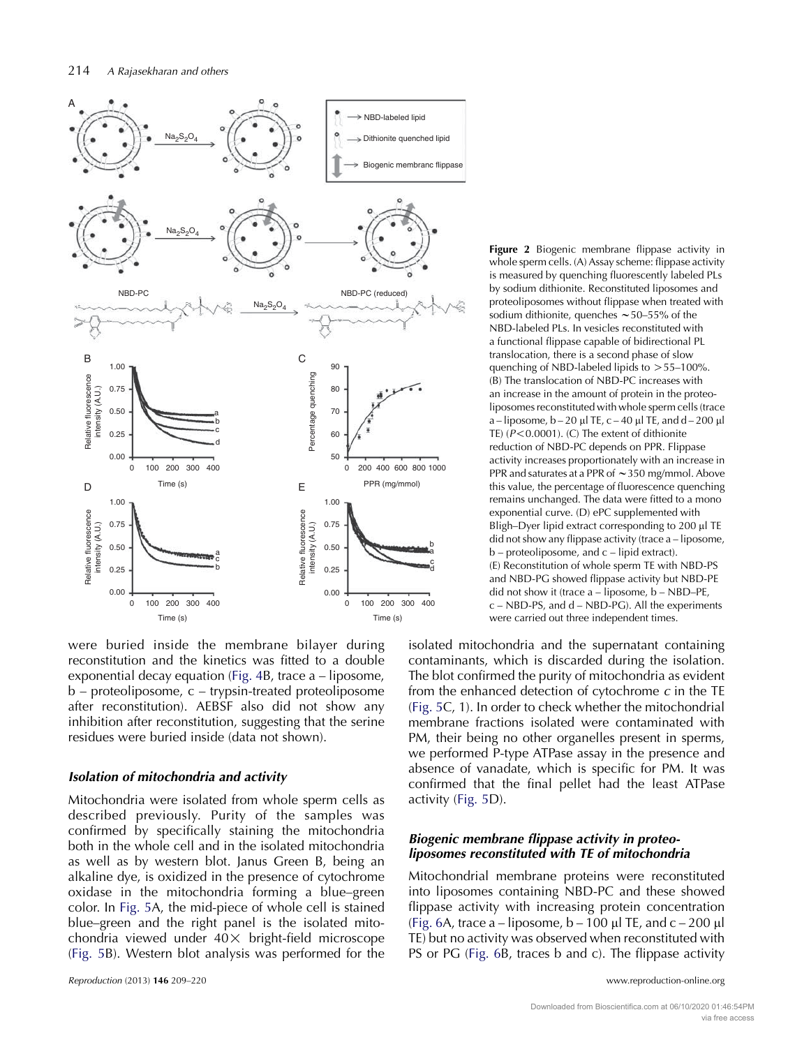**Figure 2** Biogenic membrane flippase activity in whole sperm cells. (A) Assay scheme: flippase activity is measured by quenching fluorescently labeled PLs by sodium dithionite. Reconstituted liposomes and proteoliposomes without flippase when treated with sodium dithionite, quenches ∼50–55% of the NBD-labeled PLs. In vesicles reconstituted with a functional flippase capable of bidirectional PL translocation, there is a second phase of slow quenching of NBD-labeled lipids to >55–100%. (B) The translocation of NBD-PC increases with an increase in the amount of protein in the proteoliposomes reconstituted with whole sperm cells (trace a – liposome, b – 20 μl TE, c – 40 μl TE, and d – 200 μl TE) ($P<0.0001$). (C) The extent of dithionite reduction of NBD-PC depends on PPR. Flippase activity increases proportionately with an increase in PPR and saturates at a PPR of ∼350 mg/mmol. Above this value, the percentage of fluorescence quenching remains unchanged. The data were fitted to a mono exponential curve. (D) ePC supplemented with Bligh–Dyer lipid extract corresponding to 200 μl TE did not show any flippase activity (trace a – liposome, b – proteoliposome, and c – lipid extract). (E) Reconstitution of whole sperm TE with NBD-PS and NBD-PG showed flippase activity but NBD-PE did not show it (trace a – liposome, b – NBD–PE, c – NBD-PS, and d – NBD-PG). All the experiments were carried out three independent times.

were buried inside the membrane bilayer during reconstitution and the kinetics was fitted to a double exponential decay equation (Fig. 4B, trace a – liposome, b – proteoliposome, c – trypsin-treated proteoliposome after reconstitution). AEBSF also did not show any inhibition after reconstitution, suggesting that the serine residues were buried inside (data not shown).

### Isolation of mitochondria and activity

Mitochondria were isolated from whole sperm cells as described previously. Purity of the samples was confirmed by specifically staining the mitochondria both in the whole cell and in the isolated mitochondria as well as by western blot. Janus Green B, being an alkaline dye, is oxidized in the presence of cytochrome oxidase in the mitochondria forming a blue–green color. In Fig. 5A, the mid-piece of whole cell is stained blue–green and the right panel is the isolated mitochondria viewed under 40× bright-field microscope (Fig. 5B). Western blot analysis was performed for the isolated mitochondria and the supernatant containing contaminants, which is discarded during the isolation. The blot confirmed the purity of mitochondria as evident from the enhanced detection of cytochrome *c* in the TE (Fig. 5C, 1). In order to check whether the mitochondrial membrane fractions isolated were contaminated with PM, their being no other organelles present in sperms, we performed P-type ATPase assay in the presence and absence of vanadate, which is specific for PM. It was confirmed that the final pellet had the least ATPase activity (Fig. 5D).

### Biogenic membrane flippase activity in proteoliposomes reconstituted with TE of mitochondria

Mitochondrial membrane proteins were reconstituted into liposomes containing NBD-PC and these showed flippase activity with increasing protein concentration (Fig. 6A, trace a – liposome, b – 100 μl TE, and c – 200 μl TE) but no activity was observed when reconstituted with PS or PG (Fig. 6B, traces b and c). The flippase activity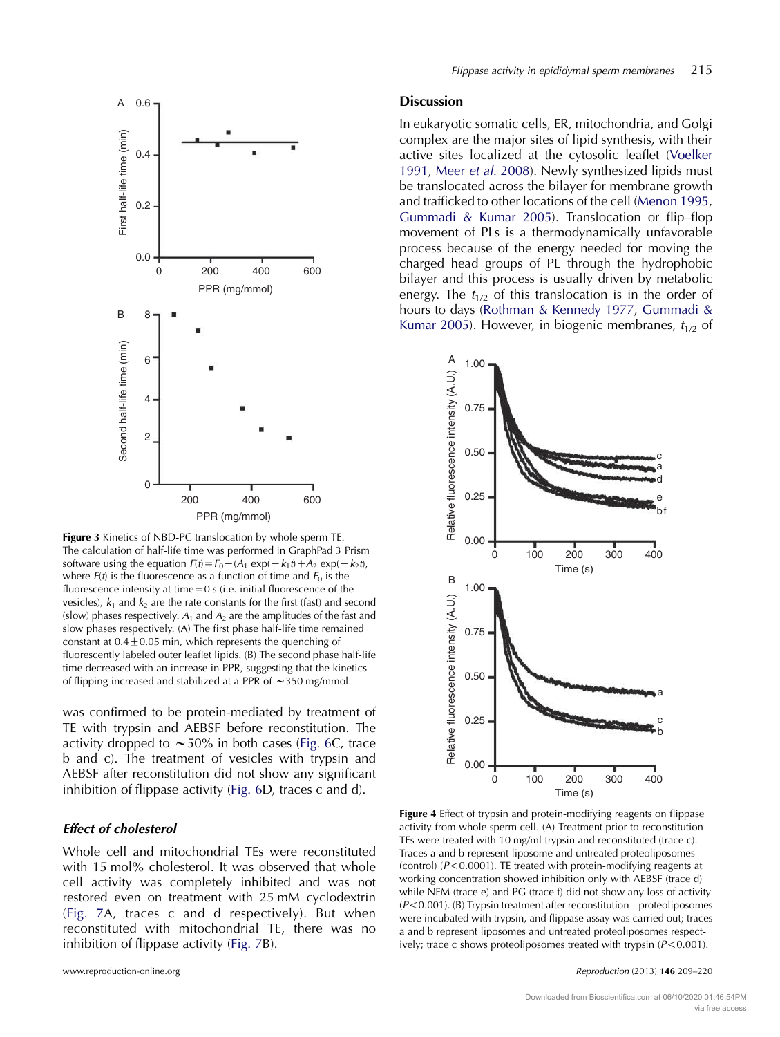Figure 3 Kinetics of NBD-PC translocation by whole sperm TE. The calculation of half-life time was performed in GraphPad 3 Prism software using the equation $F(t)=F_0-(A_1 \exp(-k_1t)+A_2 \exp(-k_2t)$, where $F(t)$ is the fluorescence as a function of time and $F_0$ is the fluorescence intensity at time=0 s (i.e. initial fluorescence of the vesicles), $k_1$ and $k_2$ are the rate constants for the first (fast) and second (slow) phases respectively. $A_1$ and $A_2$ are the amplitudes of the fast and slow phases respectively. (A) The first phase half-life time remained constant at 0.4±0.05 min, which represents the quenching of fluorescently labeled outer leaflet lipids. (B) The second phase half-life time decreased with an increase in PPR, suggesting that the kinetics of flipping increased and stabilized at a PPR of ∼350 mg/mmol.

was confirmed to be protein-mediated by treatment of TE with trypsin and AEBSF before reconstitution. The activity dropped to ∼50% in both cases (Fig. 6C, trace b and c). The treatment of vesicles with trypsin and AEBSF after reconstitution did not show any significant inhibition of flippase activity (Fig. 6D, traces c and d).

### *Effect of cholesterol*

Whole cell and mitochondrial TEs were reconstituted with 15 mol% cholesterol. It was observed that whole cell activity was completely inhibited and was not restored even on treatment with 25 mM cyclodextrin (Fig. 7A, traces c and d respectively). But when reconstituted with mitochondrial TE, there was no inhibition of flippase activity (Fig. 7B).

## Discussion

In eukaryotic somatic cells, ER, mitochondria, and Golgi complex are the major sites of lipid synthesis, with their active sites localized at the cytosolic leaflet (Voelker 1991, Meer *et al*. 2008). Newly synthesized lipids must be translocated across the bilayer for membrane growth and trafficked to other locations of the cell (Menon 1995, Gummadi & Kumar 2005). Translocation or flip–flop movement of PLs is a thermodynamically unfavorable process because of the energy needed for moving the charged head groups of PL through the hydrophobic bilayer and this process is usually driven by metabolic energy. The $t_{1/2}$ of this translocation is in the order of hours to days (Rothman & Kennedy 1977, Gummadi & Kumar 2005). However, in biogenic membranes, $t_{1/2}$ of

Figure 4 Effect of trypsin and protein-modifying reagents on flippase activity from whole sperm cell. (A) Treatment prior to reconstitution – TEs were treated with 10 mg/ml trypsin and reconstituted (trace c). Traces a and b represent liposome and untreated proteoliposomes (control) ($P<0.0001$). TE treated with protein-modifying reagents at working concentration showed inhibition only with AEBSF (trace d) while NEM (trace e) and PG (trace f) did not show any loss of activity ($P<0.001$). (B) Trypsin treatment after reconstitution – proteoliposomes were incubated with trypsin, and flippase assay was carried out; traces a and b represent liposomes and untreated proteoliposomes respectively; trace c shows proteoliposomes treated with trypsin ($P<0.001$).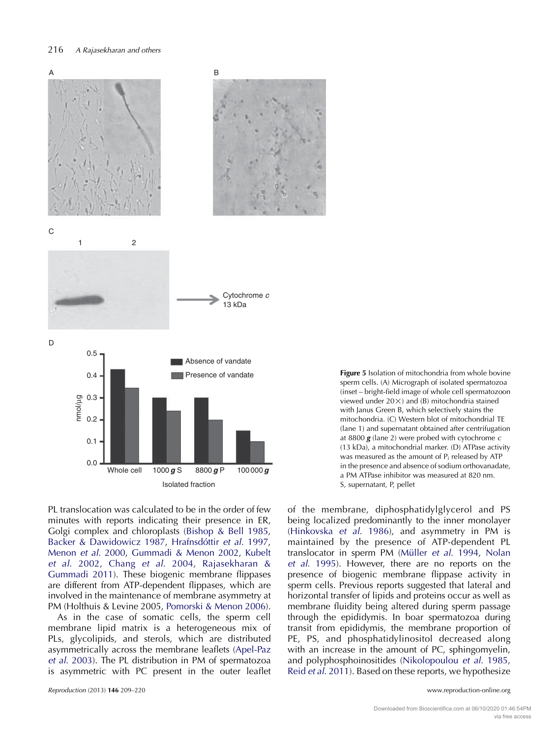Figure 5 Isolation of mitochondria from whole bovine sperm cells. (A) Micrograph of isolated spermatozoa (inset – bright-field image of whole cell spermatozoon viewed under 20×) and (B) mitochondria stained with Janus Green B, which selectively stains the mitochondria. (C) Western blot of mitochondrial TE (lane 1) and supernatant obtained after centrifugation at 8800 ***g*** (lane 2) were probed with cytochrome *c* (13 kDa), a mitochondrial marker. (D) ATPase activity was measured as the amount of $P_i$ released by ATP in the presence and absence of sodium orthovanadate, a PM ATPase inhibitor was measured at 820 nm. S, supernatant, P, pellet

PL translocation was calculated to be in the order of few minutes with reports indicating their presence in ER, Golgi complex and chloroplasts (Bishop & Bell 1985, Backer & Dawidowicz 1987, Hrafnsdóttir *et al.* 1997, Menon *et al.* 2000, Gummadi & Menon 2002, Kubelt *et al.* 2002, Chang *et al.* 2004, Rajasekharan & Gummadi 2011). These biogenic membrane flippases are different from ATP-dependent flippases, which are involved in the maintenance of membrane asymmetry at PM (Holthuis & Levine 2005, Pomorski & Menon 2006).

As in the case of somatic cells, the sperm cell membrane lipid matrix is a heterogeneous mix of PLs, glycolipids, and sterols, which are distributed asymmetrically across the membrane leaflets (Apel-Paz *et al.* 2003). The PL distribution in PM of spermatozoa is asymmetric with PC present in the outer leaflet of the membrane, diphosphatidylglycerol and PS being localized predominantly to the inner monolayer (Hinkovska *et al.* 1986), and asymmetry in PM is maintained by the presence of ATP-dependent PL translocator in sperm PM (Müller *et al.* 1994, Nolan *et al.* 1995). However, there are no reports on the presence of biogenic membrane flippase activity in sperm cells. Previous reports suggested that lateral and horizontal transfer of lipids and proteins occur as well as membrane fluidity being altered during sperm passage through the epididymis. In boar spermatozoa during transit from epididymis, the membrane proportion of PE, PS, and phosphatidylinositol decreased along with an increase in the amount of PC, sphingomyelin, and polyphosphoinositides (Nikolopoulou *et al.* 1985, Reid *et al.* 2011). Based on these reports, we hypothesize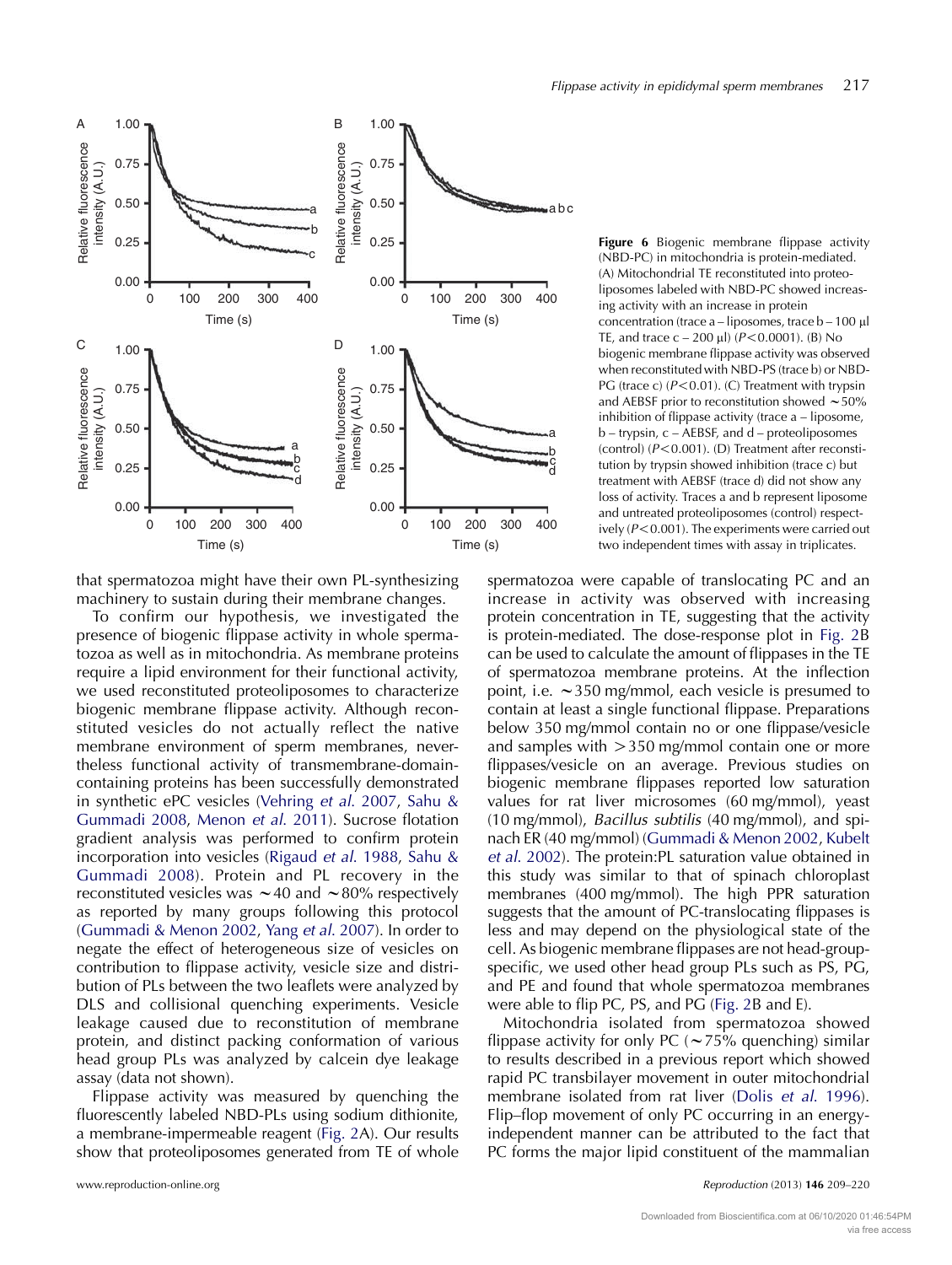**Figure 6** Biogenic membrane flippase activity (NBD-PC) in mitochondria is protein-mediated. (A) Mitochondrial TE reconstituted into proteoliposomes labeled with NBD-PC showed increasing activity with an increase in protein concentration (trace a – liposomes, trace b – 100 μl TE, and trace c – 200 μl) ($P<0.0001$). (B) No biogenic membrane flippase activity was observed when reconstituted with NBD-PS (trace b) or NBD-PG (trace c) ($P<0.01$). (C) Treatment with trypsin and AEBSF prior to reconstitution showed ~50% inhibition of flippase activity (trace a – liposome, b – trypsin, c – AEBSF, and d – proteoliposomes (control) ($P<0.001$). (D) Treatment after reconstitution by trypsin showed inhibition (trace c) but treatment with AEBSF (trace d) did not show any loss of activity. Traces a and b represent liposome and untreated proteoliposomes (control) respectively ($P<0.001$). The experiments were carried out two independent times with assay in triplicates.

that spermatozoa might have their own PL-synthesizing machinery to sustain during their membrane changes.

To confirm our hypothesis, we investigated the presence of biogenic flippase activity in whole spermatozoa as well as in mitochondria. As membrane proteins require a lipid environment for their functional activity, we used reconstituted proteoliposomes to characterize biogenic membrane flippase activity. Although reconstituted vesicles do not actually reflect the native membrane environment of sperm membranes, nevertheless functional activity of transmembrane-domain-containing proteins has been successfully demonstrated in synthetic ePC vesicles (Vehring *et al.* 2007, Sahu & Gummadi 2008, Menon *et al.* 2011). Sucrose flotation gradient analysis was performed to confirm protein incorporation into vesicles (Rigaud *et al.* 1988, Sahu & Gummadi 2008). Protein and PL recovery in the reconstituted vesicles was ~40 and ~80% respectively as reported by many groups following this protocol (Gummadi & Menon 2002, Yang *et al.* 2007). In order to negate the effect of heterogeneous size of vesicles on contribution to flippase activity, vesicle size and distribution of PLs between the two leaflets were analyzed by DLS and collisional quenching experiments. Vesicle leakage caused due to reconstitution of membrane protein, and distinct packing conformation of various head group PLs was analyzed by calcein dye leakage assay (data not shown).

Flippase activity was measured by quenching the fluorescently labeled NBD-PLs using sodium dithionite, a membrane-impermeable reagent (Fig. 2A). Our results show that proteoliposomes generated from TE of whole spermatozoa were capable of translocating PC and an increase in activity was observed with increasing protein concentration in TE, suggesting that the activity is protein-mediated. The dose-response plot in Fig. 2B can be used to calculate the amount of flippases in the TE of spermatozoa membrane proteins. At the inflection point, i.e. ~350 mg/mmol, each vesicle is presumed to contain at least a single functional flippase. Preparations below 350 mg/mmol contain no or one flippase/vesicle and samples with >350 mg/mmol contain one or more flippases/vesicle on an average. Previous studies on biogenic membrane flippases reported low saturation values for rat liver microsomes (60 mg/mmol), yeast (10 mg/mmol), *Bacillus subtilis* (40 mg/mmol), and spinach ER (40 mg/mmol) (Gummadi & Menon 2002, Kubelt *et al.* 2002). The protein:PL saturation value obtained in this study was similar to that of spinach chloroplast membranes (400 mg/mmol). The high PPR saturation suggests that the amount of PC-translocating flippases is less and may depend on the physiological state of the cell. As biogenic membrane flippases are not head-group-specific, we used other head group PLs such as PS, PG, and PE and found that whole spermatozoa membranes were able to flip PC, PS, and PG (Fig. 2B and E).

Mitochondria isolated from spermatozoa showed flippase activity for only PC (~75% quenching) similar to results described in a previous report which showed rapid PC transbilayer movement in outer mitochondrial membrane isolated from rat liver (Dolis *et al.* 1996). Flip–flop movement of only PC occurring in an energy-independent manner can be attributed to the fact that PC forms the major lipid constituent of the mammalian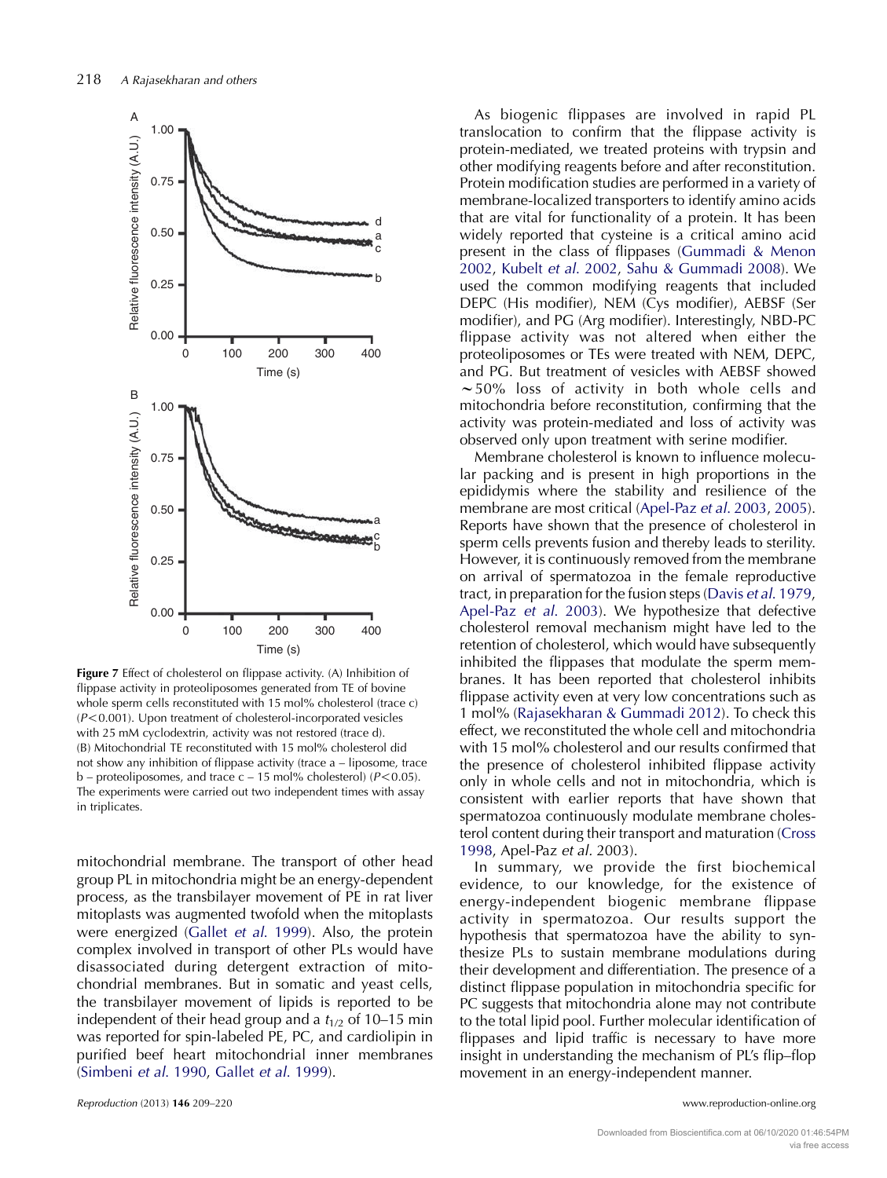**Figure 7** Effect of cholesterol on flippase activity. (A) Inhibition of flippase activity in proteoliposomes generated from TE of bovine whole sperm cells reconstituted with 15 mol% cholesterol (trace c) ($P<0.001$). Upon treatment of cholesterol-incorporated vesicles with 25 mM cyclodextrin, activity was not restored (trace d). (B) Mitochondrial TE reconstituted with 15 mol% cholesterol did not show any inhibition of flippase activity (trace a – liposome, trace b – proteoliposomes, and trace c – 15 mol% cholesterol) ($P<0.05$). The experiments were carried out two independent times with assay in triplicates.

mitochondrial membrane. The transport of other head group PL in mitochondria might be an energy-dependent process, as the transbilayer movement of PE in rat liver mitoplasts was augmented twofold when the mitoplasts were energized (Gallet *et al.* 1999). Also, the protein complex involved in transport of other PLs would have disassociated during detergent extraction of mitochondrial membranes. But in somatic and yeast cells, the transbilayer movement of lipids is reported to be independent of their head group and a $t_{1/2}$ of 10–15 min was reported for spin-labeled PE, PC, and cardiolipin in purified beef heart mitochondrial inner membranes (Simbeni *et al.* 1990, Gallet *et al.* 1999).

As biogenic flippases are involved in rapid PL translocation to confirm that the flippase activity is protein-mediated, we treated proteins with trypsin and other modifying reagents before and after reconstitution. Protein modification studies are performed in a variety of membrane-localized transporters to identify amino acids that are vital for functionality of a protein. It has been widely reported that cysteine is a critical amino acid present in the class of flippases (Gummadi & Menon 2002, Kubelt *et al.* 2002, Sahu & Gummadi 2008). We used the common modifying reagents that included DEPC (His modifier), NEM (Cys modifier), AEBSF (Ser modifier), and PG (Arg modifier). Interestingly, NBD-PC flippase activity was not altered when either the proteoliposomes or TEs were treated with NEM, DEPC, and PG. But treatment of vesicles with AEBSF showed ~50% loss of activity in both whole cells and mitochondria before reconstitution, confirming that the activity was protein-mediated and loss of activity was observed only upon treatment with serine modifier.

Membrane cholesterol is known to influence molecular packing and is present in high proportions in the epididymis where the stability and resilience of the membrane are most critical (Apel-Paz *et al.* 2003, 2005). Reports have shown that the presence of cholesterol in sperm cells prevents fusion and thereby leads to sterility. However, it is continuously removed from the membrane on arrival of spermatozoa in the female reproductive tract, in preparation for the fusion steps (Davis *et al.* 1979, Apel-Paz *et al.* 2003). We hypothesize that defective cholesterol removal mechanism might have led to the retention of cholesterol, which would have subsequently inhibited the flippases that modulate the sperm membranes. It has been reported that cholesterol inhibits flippase activity even at very low concentrations such as 1 mol% (Rajasekharan & Gummadi 2012). To check this effect, we reconstituted the whole cell and mitochondria with 15 mol% cholesterol and our results confirmed that the presence of cholesterol inhibited flippase activity only in whole cells and not in mitochondria, which is consistent with earlier reports that have shown that spermatozoa continuously modulate membrane cholesterol content during their transport and maturation (Cross 1998, Apel-Paz *et al.* 2003).

In summary, we provide the first biochemical evidence, to our knowledge, for the existence of energy-independent biogenic membrane flippase activity in spermatozoa. Our results support the hypothesis that spermatozoa have the ability to synthesize PLs to sustain membrane modulations during their development and differentiation. The presence of a distinct flippase population in mitochondria specific for PC suggests that mitochondria alone may not contribute to the total lipid pool. Further molecular identification of flippases and lipid traffic is necessary to have more insight in understanding the mechanism of PL's flip–flop movement in an energy-independent manner.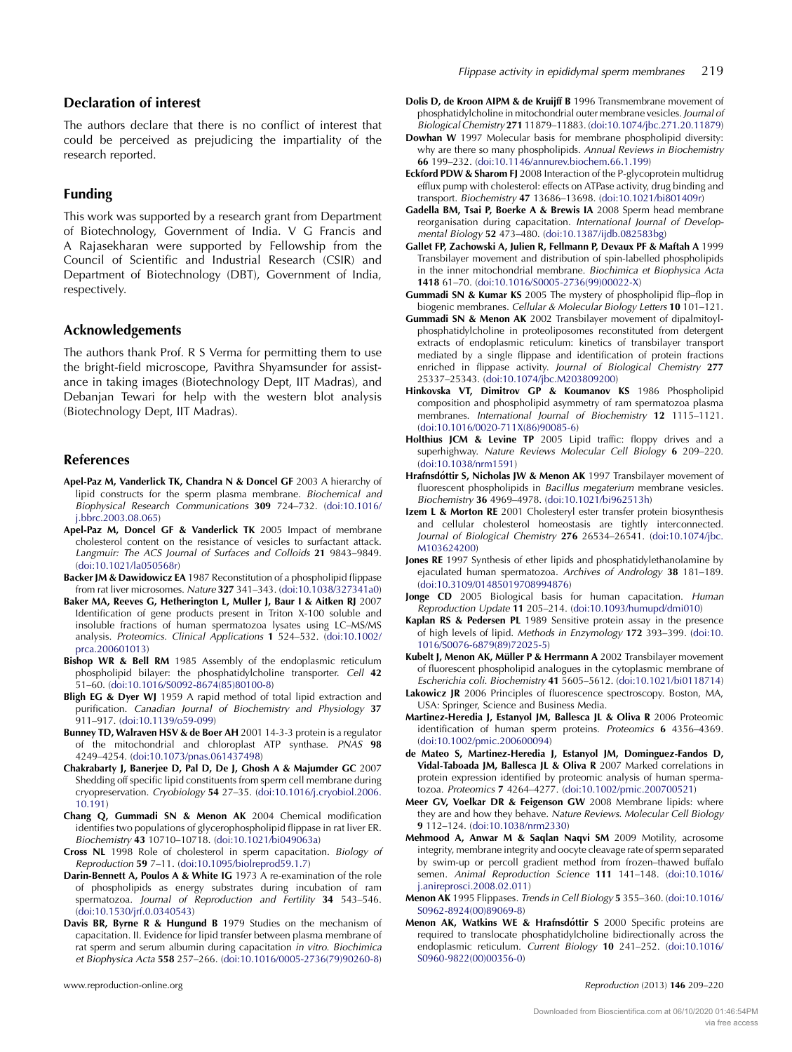## Declaration of interest

The authors declare that there is no conflict of interest that could be perceived as prejudicing the impartiality of the research reported.

## Funding

This work was supported by a research grant from Department of Biotechnology, Government of India. V G Francis and A Rajasekharan were supported by Fellowship from the Council of Scientific and Industrial Research (CSIR) and Department of Biotechnology (DBT), Government of India, respectively.

## Acknowledgements

The authors thank Prof. R S Verma for permitting them to use the bright-field microscope, Pavithra Shyamsunder for assistance in taking images (Biotechnology Dept, IIT Madras), and Debanjan Tewari for help with the western blot analysis (Biotechnology Dept, IIT Madras).

## References

**Apel-Paz M, Vanderlick TK, Chandra N & Doncel GF** 2003 A hierarchy of lipid constructs for the sperm plasma membrane. *Biochemical and Biophysical Research Communications* **309** 724–732. (doi:10.1016/j.bbrc.2003.08.065)

**Apel-Paz M, Doncel GF & Vanderlick TK** 2005 Impact of membrane cholesterol content on the resistance of vesicles to surfactant attack. *Langmuir: The ACS Journal of Surfaces and Colloids* **21** 9843–9849. (doi:10.1021/la050568r)

**Backer JM & Dawidowicz EA** 1987 Reconstitution of a phospholipid flippase from rat liver microsomes. *Nature* **327** 341–343. (doi:10.1038/327341a0)

**Baker MA, Reeves G, Hetherington L, Muller J, Baur I & Aitken RJ** 2007 Identification of gene products present in Triton X-100 soluble and insoluble fractions of human spermatozoa lysates using LC–MS/MS analysis. *Proteomics. Clinical Applications* **1** 524–532. (doi:10.1002/prca.200601013)

**Bishop WR & Bell RM** 1985 Assembly of the endoplasmic reticulum phospholipid bilayer: the phosphatidylcholine transporter. *Cell* **42** 51–60. (doi:10.1016/S0092-8674(85)80100-8)

**Bligh EG & Dyer WJ** 1959 A rapid method of total lipid extraction and purification. *Canadian Journal of Biochemistry and Physiology* **37** 911–917. (doi:10.1139/o59-099)

**Bunney TD, Walraven HSV & de Boer AH** 2001 14-3-3 protein is a regulator of the mitochondrial and chloroplast ATP synthase. *PNAS* **98** 4249–4254. (doi:10.1073/pnas.061437498)

**Chakrabarty J, Banerjee D, Pal D, De J, Ghosh A & Majumder GC** 2007 Shedding off specific lipid constituents from sperm cell membrane during cryopreservation. *Cryobiology* **54** 27–35. (doi:10.1016/j.cryobiol.2006.10.191)

**Chang Q, Gummadi SN & Menon AK** 2004 Chemical modification identifies two populations of glycerophospholipid flippase in rat liver ER. *Biochemistry* **43** 10710–10718. (doi:10.1021/bi049063a)

**Cross NL** 1998 Role of cholesterol in sperm capacitation. *Biology of Reproduction* **59** 7–11. (doi:10.1095/biolreprod59.1.7)

**Darin-Bennett A, Poulos A & White IG** 1973 A re-examination of the role of phospholipids as energy substrates during incubation of ram spermatozoa. *Journal of Reproduction and Fertility* **34** 543–546. (doi:10.1530/jrf.0.0340543)

**Davis BR, Byrne R & Hungund B** 1979 Studies on the mechanism of capacitation. II. Evidence for lipid transfer between plasma membrane of rat sperm and serum albumin during capacitation *in vitro*. *Biochimica et Biophysica Acta* **558** 257–266. (doi:10.1016/0005-2736(79)90260-8)

**Dolis D, de Kroon AIPM & de Kruijff B** 1996 Transmembrane movement of phosphatidylcholine in mitochondrial outer membrane vesicles. *Journal of Biological Chemistry* **271** 11879–11883. (doi:10.1074/jbc.271.20.11879)

**Dowhan W** 1997 Molecular basis for membrane phospholipid diversity: why are there so many phospholipids. *Annual Reviews in Biochemistry* **66** 199–232. (doi:10.1146/annurev.biochem.66.1.199)

**Eckford PDW & Sharom FJ** 2008 Interaction of the P-glycoprotein multidrug efflux pump with cholesterol: effects on ATPase activity, drug binding and transport. *Biochemistry* **47** 13686–13698. (doi:10.1021/bi801409r)

**Gadella BM, Tsai P, Boerke A & Brewis IA** 2008 Sperm head membrane reorganisation during capacitation. *International Journal of Developmental Biology* **52** 473–480. (doi:10.1387/ijdb.082583bg)

**Gallet FP, Zachowski A, Julien R, Fellmann P, Devaux PF & Maftah A** 1999 Transbilayer movement and distribution of spin-labelled phospholipids in the inner mitochondrial membrane. *Biochimica et Biophysica Acta* **1418** 61–70. (doi:10.1016/S0005-2736(99)00022-X)

**Gummadi SN & Kumar KS** 2005 The mystery of phospholipid flip–flop in biogenic membranes. *Cellular & Molecular Biology Letters* **10** 101–121.

**Gummadi SN & Menon AK** 2002 Transbilayer movement of dipalmitoylphosphatidylcholine in proteoliposomes reconstituted from detergent extracts of endoplasmic reticulum: kinetics of transbilayer transport mediated by a single flippase and identification of protein fractions enriched in flippase activity. *Journal of Biological Chemistry* **277** 25337–25343. (doi:10.1074/jbc.M203809200)

**Hinkovska VT, Dimitrov GP & Koumanov KS** 1986 Phospholipid composition and phospholipid asymmetry of ram spermatozoa plasma membranes. *International Journal of Biochemistry* **12** 1115–1121. (doi:10.1016/0020-711X(86)90085-6)

**Holthius JCM & Levine TP** 2005 Lipid traffic: floppy drives and a superhighway. *Nature Reviews Molecular Cell Biology* **6** 209–220. (doi:10.1038/nrm1591)

**Hrafnsdóttir S, Nicholas JW & Menon AK** 1997 Transbilayer movement of fluorescent phospholipids in *Bacillus megaterium* membrane vesicles. *Biochemistry* **36** 4969–4978. (doi:10.1021/bi962513h)

**Izem L & Morton RE** 2001 Cholesteryl ester transfer protein biosynthesis and cellular cholesterol homeostasis are tightly interconnected. *Journal of Biological Chemistry* **276** 26534–26541. (doi:10.1074/jbc.M103624200)

**Jones RE** 1997 Synthesis of ether lipids and phosphatidylethanolamine by ejaculated human spermatozoa. *Archives of Andrology* **38** 181–189. (doi:10.3109/01485019708994876)

**Jonge CD** 2005 Biological basis for human capacitation. *Human Reproduction Update* **11** 205–214. (doi:10.1093/humupd/dmi010)

**Kaplan RS & Pedersen PL** 1989 Sensitive protein assay in the presence of high levels of lipid. *Methods in Enzymology* **172** 393–399. (doi:10.1016/S0076-6879(89)72025-5)

**Kubelt J, Menon AK, Müller P & Herrmann A** 2002 Transbilayer movement of fluorescent phospholipid analogues in the cytoplasmic membrane of *Escherichia coli*. *Biochemistry* **41** 5605–5612. (doi:10.1021/bi0118714)

**Lakowicz JR** 2006 Principles of fluorescence spectroscopy. Boston, MA, USA: Springer, Science and Business Media.

**Martinez-Heredia J, Estanyol JM, Ballesca JL & Oliva R** 2006 Proteomic identification of human sperm proteins. *Proteomics* **6** 4356–4369. (doi:10.1002/pmic.200600094)

**de Mateo S, Martinez-Heredia J, Estanyol JM, Dominguez-Fandos D, Vidal-Taboada JM, Ballesca JL & Oliva R** 2007 Marked correlations in protein expression identified by proteomic analysis of human spermatozoa. *Proteomics* **7** 4264–4277. (doi:10.1002/pmic.200700521)

**Meer GV, Voelkar DR & Feigenson GW** 2008 Membrane lipids: where they are and how they behave. *Nature Reviews. Molecular Cell Biology* **9** 112–124. (doi:10.1038/nrm2330)

**Mehmood A, Anwar M & Saqlan Naqvi SM** 2009 Motility, acrosome integrity, membrane integrity and oocyte cleavage rate of sperm separated by swim-up or percoll gradient method from frozen–thawed buffalo semen. *Animal Reproduction Science* **111** 141–148. (doi:10.1016/j.anireprosci.2008.02.011)

**Menon AK** 1995 Flippases. *Trends in Cell Biology* **5** 355–360. (doi:10.1016/S0962-8924(00)89069-8)

**Menon AK, Watkins WE & Hrafnsdóttir S** 2000 Specific proteins are required to translocate phosphatidylcholine bidirectionally across the endoplasmic reticulum. *Current Biology* **10** 241–252. (doi:10.1016/S0960-9822(00)00356-0)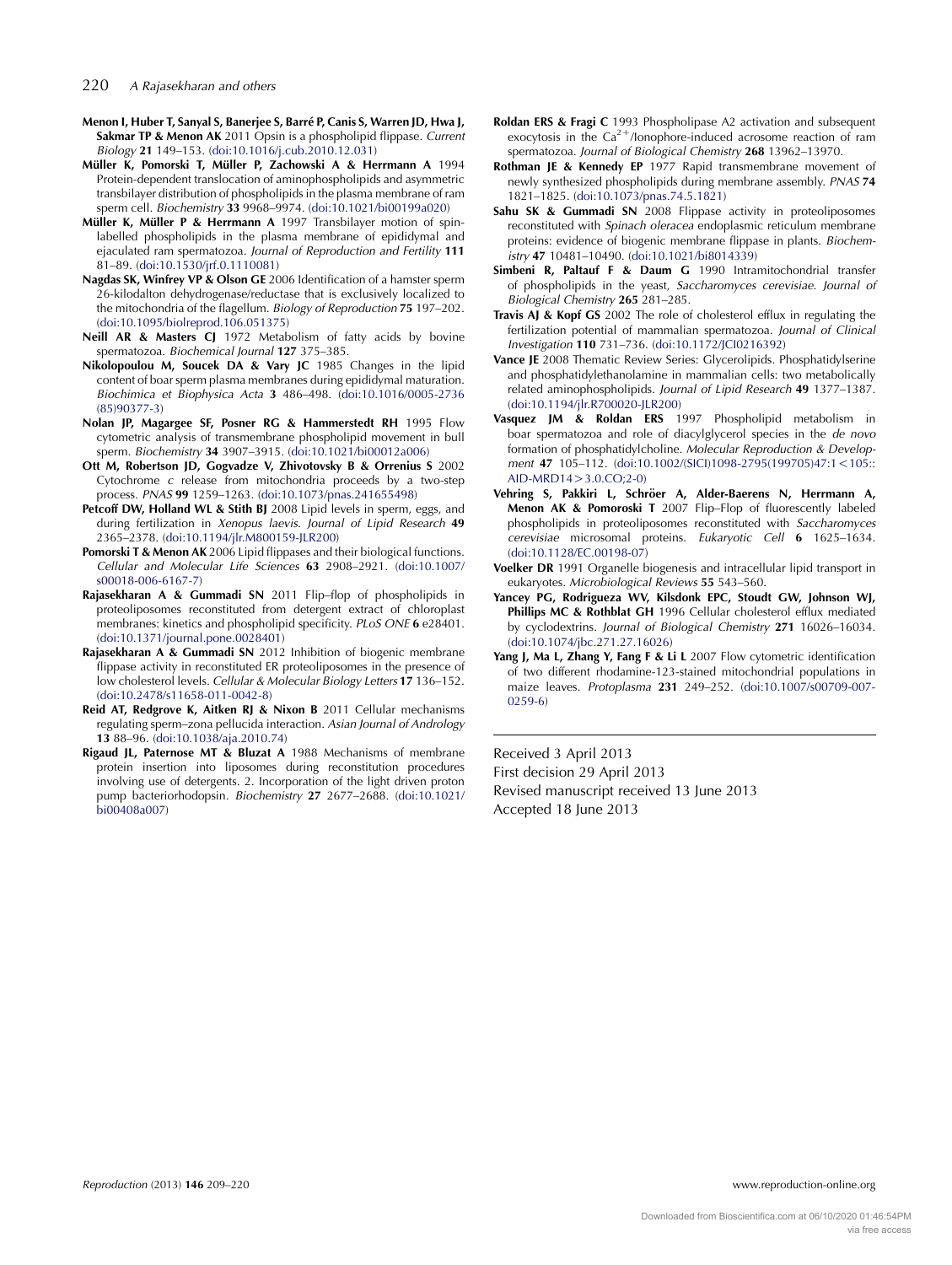**Menon I, Huber T, Sanyal S, Banerjee S, Barré P, Canis S, Warren JD, Hwa J, Sakmar TP & Menon AK** 2011 Opsin is a phospholipid flippase. *Current Biology* **21** 149–153. (doi:10.1016/j.cub.2010.12.031)

**Müller K, Pomorski T, Müller P, Zachowski A & Herrmann A** 1994 Protein-dependent translocation of aminophospholipids and asymmetric transbilayer distribution of phospholipids in the plasma membrane of ram sperm cell. *Biochemistry* **33** 9968–9974. (doi:10.1021/bi00199a020)

**Müller K, Müller P & Herrmann A** 1997 Transbilayer motion of spin-labelled phospholipids in the plasma membrane of epididymal and ejaculated ram spermatozoa. *Journal of Reproduction and Fertility* **111** 81–89. (doi:10.1530/jrf.0.1110081)

**Nagdas SK, Winfrey VP & Olson GE** 2006 Identification of a hamster sperm 26-kilodalton dehydrogenase/reductase that is exclusively localized to the mitochondria of the flagellum. *Biology of Reproduction* **75** 197–202. (doi:10.1095/biolreprod.106.051375)

**Neill AR & Masters CJ** 1972 Metabolism of fatty acids by bovine spermatozoa. *Biochemical Journal* **127** 375–385.

**Nikolopoulou M, Soucek DA & Vary JC** 1985 Changes in the lipid content of boar sperm plasma membranes during epididymal maturation. *Biochimica et Biophysica Acta* **3** 486–498. (doi:10.1016/0005-2736(85)90377-3)

**Nolan JP, Magargee SF, Posner RG & Hammerstedt RH** 1995 Flow cytometric analysis of transmembrane phospholipid movement in bull sperm. *Biochemistry* **34** 3907–3915. (doi:10.1021/bi00012a006)

**Ott M, Robertson JD, Gogvadze V, Zhivotovsky B & Orrenius S** 2002 Cytochrome *c* release from mitochondria proceeds by a two-step process. *PNAS* **99** 1259–1263. (doi:10.1073/pnas.241655498)

**Petcoff DW, Holland WL & Stith BJ** 2008 Lipid levels in sperm, eggs, and during fertilization in *Xenopus laevis*. *Journal of Lipid Research* **49** 2365–2378. (doi:10.1194/jlr.M800159-JLR200)

**Pomorski T & Menon AK** 2006 Lipid flippases and their biological functions. *Cellular and Molecular Life Sciences* **63** 2908–2921. (doi:10.1007/s00018-006-6167-7)

**Rajasekharan A & Gummadi SN** 2011 Flip–flop of phospholipids in proteoliposomes reconstituted from detergent extract of chloroplast membranes: kinetics and phospholipid specificity. *PLoS ONE* **6** e28401. (doi:10.1371/journal.pone.0028401)

**Rajasekharan A & Gummadi SN** 2012 Inhibition of biogenic membrane flippase activity in reconstituted ER proteoliposomes in the presence of low cholesterol levels. *Cellular & Molecular Biology Letters* **17** 136–152. (doi:10.2478/s11658-011-0042-8)

**Reid AT, Redgrove K, Aitken RJ & Nixon B** 2011 Cellular mechanisms regulating sperm–zona pellucida interaction. *Asian Journal of Andrology* **13** 88–96. (doi:10.1038/aja.2010.74)

**Rigaud JL, Paternose MT & Bluzat A** 1988 Mechanisms of membrane protein insertion into liposomes during reconstitution procedures involving use of detergents. 2. Incorporation of the light driven proton pump bacteriorhodopsin. *Biochemistry* **27** 2677–2688. (doi:10.1021/bi00408a007)

**Roldan ERS & Fragi C** 1993 Phospholipase A2 activation and subsequent exocytosis in the $Ca^{2+}$/Ionophore-induced acrosome reaction of ram spermatozoa. *Journal of Biological Chemistry* **268** 13962–13970.

**Rothman JE & Kennedy EP** 1977 Rapid transmembrane movement of newly synthesized phospholipids during membrane assembly. *PNAS* **74** 1821–1825. (doi:10.1073/pnas.74.5.1821)

**Sahu SK & Gummadi SN** 2008 Flippase activity in proteoliposomes reconstituted with *Spinach oleracea* endoplasmic reticulum membrane proteins: evidence of biogenic membrane flippase in plants. *Biochemistry* **47** 10481–10490. (doi:10.1021/bi8014339)

**Simbeni R, Paltauf F & Daum G** 1990 Intramitochondrial transfer of phospholipids in the yeast, *Saccharomyces cerevisiae*. *Journal of Biological Chemistry* **265** 281–285.

**Travis AJ & Kopf GS** 2002 The role of cholesterol efflux in regulating the fertilization potential of mammalian spermatozoa. *Journal of Clinical Investigation* **110** 731–736. (doi:10.1172/JCI0216392)

**Vance JE** 2008 Thematic Review Series: Glycerolipids. Phosphatidylserine and phosphatidylethanolamine in mammalian cells: two metabolically related aminophospholipids. *Journal of Lipid Research* **49** 1377–1387. (doi:10.1194/jlr.R700020-JLR200)

**Vasquez JM & Roldan ERS** 1997 Phospholipid metabolism in boar spermatozoa and role of diacylglycerol species in the *de novo* formation of phosphatidylcholine. *Molecular Reproduction & Development* **47** 105–112. (doi:10.1002/(SICI)1098-2795(199705)47:1<105::AID-MRD14>3.0.CO;2-0)

**Vehring S, Pakkiri L, Schröer A, Alder-Baerens N, Herrmann A, Menon AK & Pomoroski T** 2007 Flip–Flop of fluorescently labeled phospholipids in proteoliposomes reconstituted with *Saccharomyces cerevisiae* microsomal proteins. *Eukaryotic Cell* **6** 1625–1634. (doi:10.1128/EC.00198-07)

**Voelker DR** 1991 Organelle biogenesis and intracellular lipid transport in eukaryotes. *Microbiological Reviews* **55** 543–560.

**Yancey PG, Rodrigueza WV, Kilsdonk EPC, Stoudt GW, Johnson WJ, Phillips MC & Rothblat GH** 1996 Cellular cholesterol efflux mediated by cyclodextrins. *Journal of Biological Chemistry* **271** 16026–16034. (doi:10.1074/jbc.271.27.16026)

**Yang J, Ma L, Zhang Y, Fang F & Li L** 2007 Flow cytometric identification of two different rhodamine-123-stained mitochondrial populations in maize leaves. *Protoplasma* **231** 249–252. (doi:10.1007/s00709-007-0259-6)

---

Received 3 April 2013
First decision 29 April 2013
Revised manuscript received 13 June 2013
Accepted 18 June 2013